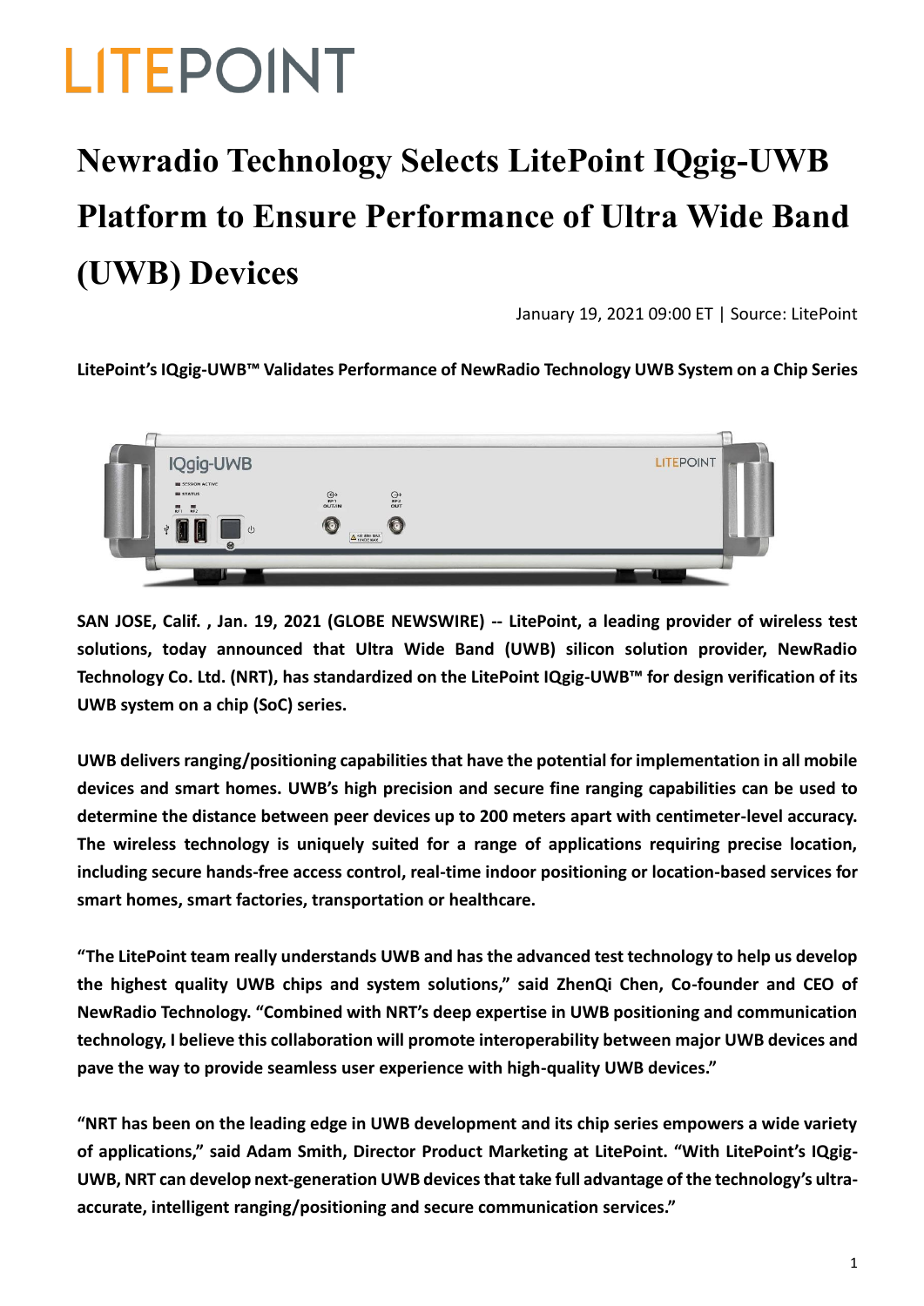LITEPOINT

# Newradio Technology Selects LitePoint IQgig-UWB Platform to Ensure Performance of Ultra Wide Band (UWB) Devices

January 19, 2021 09:00 ET | Source: LitePoint

**LitePoint's IQgig-UWB™ Validates Performance of NewRadio Technology UWB System on a Chip Series**

**SAN JOSE, Calif. , Jan. 19, 2021 (GLOBE NEWSWIRE) -- LitePoint, a leading provider of wireless test solutions, today announced that Ultra Wide Band (UWB) silicon solution provider, NewRadio Technology Co. Ltd. (NRT), has standardized on the LitePoint IQgig-UWB™ for design verification of its UWB system on a chip (SoC) series.**

**UWB delivers ranging/positioning capabilities that have the potential for implementation in all mobile devices and smart homes. UWB's high precision and secure fine ranging capabilities can be used to determine the distance between peer devices up to 200 meters apart with centimeter-level accuracy. The wireless technology is uniquely suited for a range of applications requiring precise location, including secure hands-free access control, real-time indoor positioning or location-based services for smart homes, smart factories, transportation or healthcare.**

**"The LitePoint team really understands UWB and has the advanced test technology to help us develop the highest quality UWB chips and system solutions," said ZhenQi Chen, Co-founder and CEO of NewRadio Technology. "Combined with NRT's deep expertise in UWB positioning and communication technology, I believe this collaboration will promote interoperability between major UWB devices and pave the way to provide seamless user experience with high-quality UWB devices."**

**"NRT has been on the leading edge in UWB development and its chip series empowers a wide variety of applications," said Adam Smith, Director Product Marketing at LitePoint. "With LitePoint's IQgig-UWB, NRT can develop next-generation UWB devices that take full advantage of the technology's ultra-accurate, intelligent ranging/positioning and secure communication services."**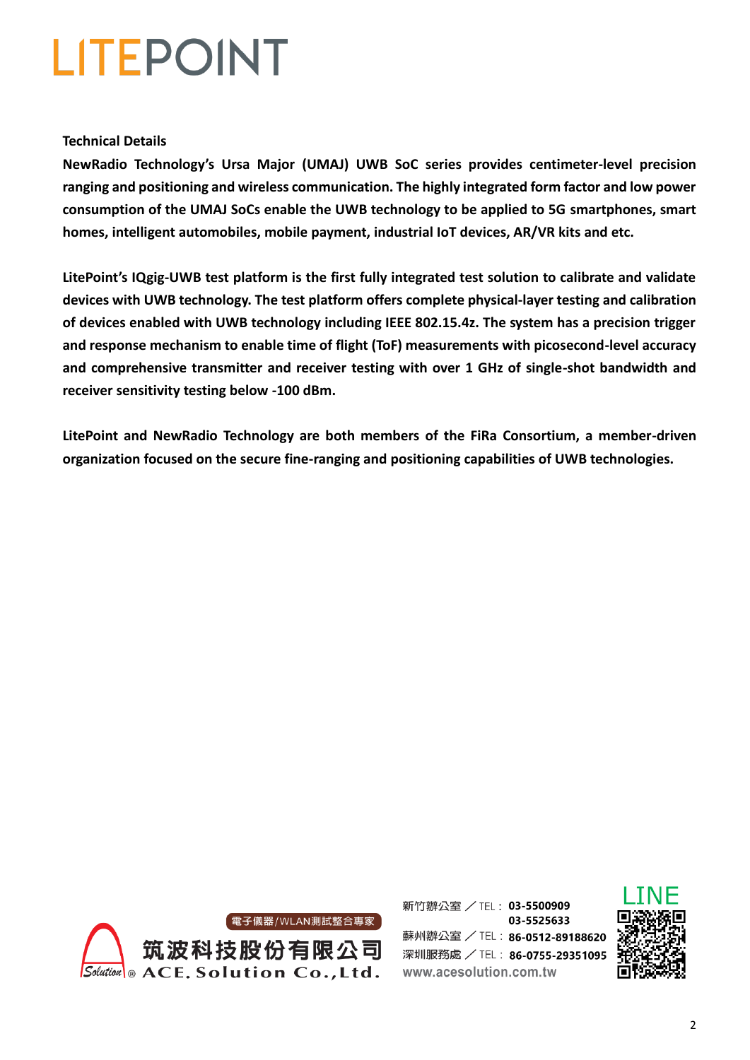**Technical Details**

**NewRadio Technology's Ursa Major (UMAJ) UWB SoC series provides centimeter-level precision ranging and positioning and wireless communication. The highly integrated form factor and low power consumption of the UMAJ SoCs enable the UWB technology to be applied to 5G smartphones, smart homes, intelligent automobiles, mobile payment, industrial IoT devices, AR/VR kits and etc.**

**LitePoint's IQgig-UWB test platform is the first fully integrated test solution to calibrate and validate devices with UWB technology. The test platform offers complete physical-layer testing and calibration of devices enabled with UWB technology including IEEE 802.15.4z. The system has a precision trigger and response mechanism to enable time of flight (ToF) measurements with picosecond-level accuracy and comprehensive transmitter and receiver testing with over 1 GHz of single-shot bandwidth and receiver sensitivity testing below -100 dBm.**

**LitePoint and NewRadio Technology are both members of the FiRa Consortium, a member-driven organization focused on the secure fine-ranging and positioning capabilities of UWB technologies.**

電子儀器/WLAN測試整合專家

筑波科技股份有限公司
ACE. Solution Co., Ltd.

新竹辦公室 ／TEL： 03-5500909
03-5525633

蘇州辦公室 ／TEL： 86-0512-89188620

深圳服務處 ／TEL： 86-0755-29351095

www.acesolution.com.tw

LINE